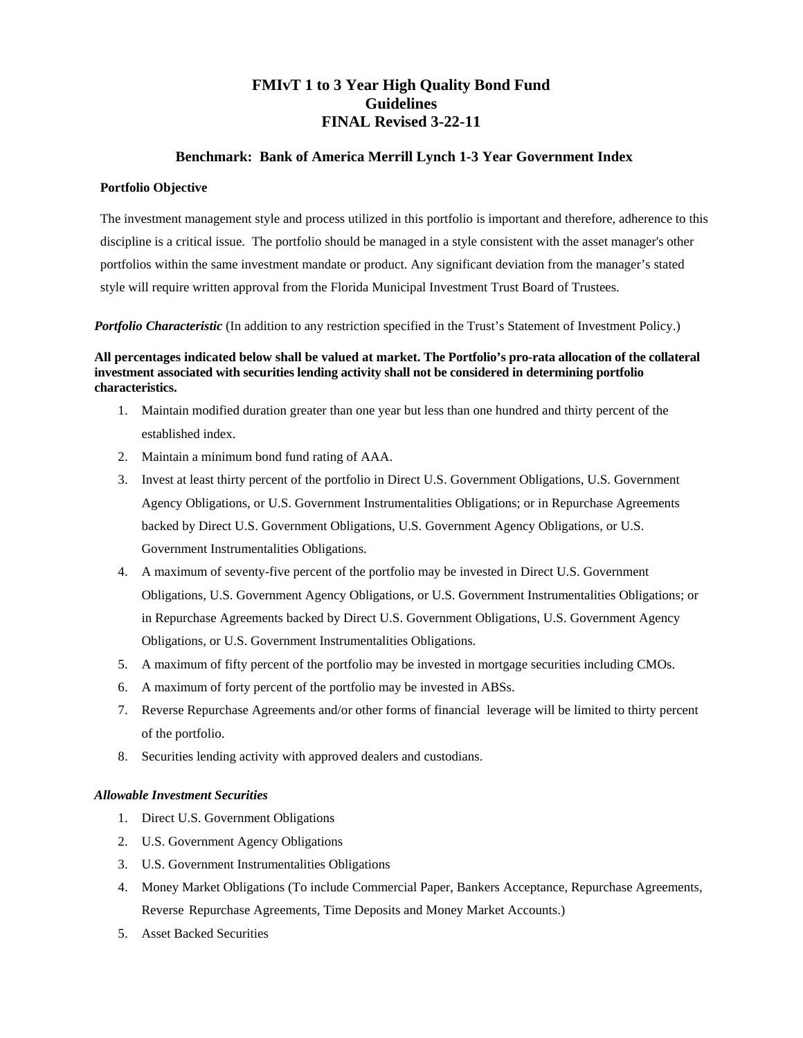# FMIvT 1 to 3 Year High Quality Bond Fund
# Guidelines
# FINAL Revised 3-22-11

## Benchmark: Bank of America Merrill Lynch 1-3 Year Government Index

**Portfolio Objective**

The investment management style and process utilized in this portfolio is important and therefore, adherence to this discipline is a critical issue. The portfolio should be managed in a style consistent with the asset manager's other portfolios within the same investment mandate or product. Any significant deviation from the manager's stated style will require written approval from the Florida Municipal Investment Trust Board of Trustees.

***Portfolio Characteristic*** (In addition to any restriction specified in the Trust's Statement of Investment Policy.)

**All percentages indicated below shall be valued at market. The Portfolio's pro-rata allocation of the collateral investment associated with securities lending activity shall not be considered in determining portfolio characteristics.**

1. Maintain modified duration greater than one year but less than one hundred and thirty percent of the established index.
2. Maintain a minimum bond fund rating of AAA.
3. Invest at least thirty percent of the portfolio in Direct U.S. Government Obligations, U.S. Government Agency Obligations, or U.S. Government Instrumentalities Obligations; or in Repurchase Agreements backed by Direct U.S. Government Obligations, U.S. Government Agency Obligations, or U.S. Government Instrumentalities Obligations.
4. A maximum of seventy-five percent of the portfolio may be invested in Direct U.S. Government Obligations, U.S. Government Agency Obligations, or U.S. Government Instrumentalities Obligations; or in Repurchase Agreements backed by Direct U.S. Government Obligations, U.S. Government Agency Obligations, or U.S. Government Instrumentalities Obligations.
5. A maximum of fifty percent of the portfolio may be invested in mortgage securities including CMOs.
6. A maximum of forty percent of the portfolio may be invested in ABSs.
7. Reverse Repurchase Agreements and/or other forms of financial leverage will be limited to thirty percent of the portfolio.
8. Securities lending activity with approved dealers and custodians.

***Allowable Investment Securities***

1. Direct U.S. Government Obligations
2. U.S. Government Agency Obligations
3. U.S. Government Instrumentalities Obligations
4. Money Market Obligations (To include Commercial Paper, Bankers Acceptance, Repurchase Agreements, Reverse Repurchase Agreements, Time Deposits and Money Market Accounts.)
5. Asset Backed Securities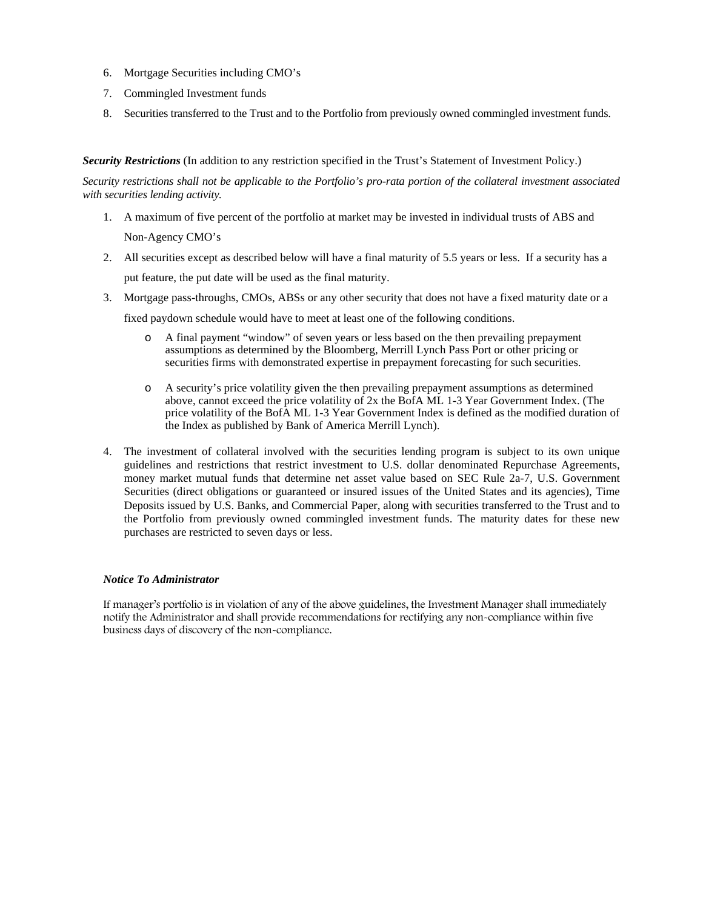6. Mortgage Securities including CMO's
7. Commingled Investment funds
8. Securities transferred to the Trust and to the Portfolio from previously owned commingled investment funds.

***Security Restrictions*** (In addition to any restriction specified in the Trust's Statement of Investment Policy.)

*Security restrictions shall not be applicable to the Portfolio's pro-rata portion of the collateral investment associated with securities lending activity.*

1. A maximum of five percent of the portfolio at market may be invested in individual trusts of ABS and Non-Agency CMO's
2. All securities except as described below will have a final maturity of 5.5 years or less. If a security has a put feature, the put date will be used as the final maturity.
3. Mortgage pass-throughs, CMOs, ABSs or any other security that does not have a fixed maturity date or a fixed paydown schedule would have to meet at least one of the following conditions.
   - A final payment "window" of seven years or less based on the then prevailing prepayment assumptions as determined by the Bloomberg, Merrill Lynch Pass Port or other pricing or securities firms with demonstrated expertise in prepayment forecasting for such securities.
   - A security's price volatility given the then prevailing prepayment assumptions as determined above, cannot exceed the price volatility of 2x the BofA ML 1-3 Year Government Index. (The price volatility of the BofA ML 1-3 Year Government Index is defined as the modified duration of the Index as published by Bank of America Merrill Lynch).
4. The investment of collateral involved with the securities lending program is subject to its own unique guidelines and restrictions that restrict investment to U.S. dollar denominated Repurchase Agreements, money market mutual funds that determine net asset value based on SEC Rule 2a-7, U.S. Government Securities (direct obligations or guaranteed or insured issues of the United States and its agencies), Time Deposits issued by U.S. Banks, and Commercial Paper, along with securities transferred to the Trust and to the Portfolio from previously owned commingled investment funds. The maturity dates for these new purchases are restricted to seven days or less.

***Notice To Administrator***

If manager's portfolio is in violation of any of the above guidelines, the Investment Manager shall immediately notify the Administrator and shall provide recommendations for rectifying any non-compliance within five business days of discovery of the non-compliance.